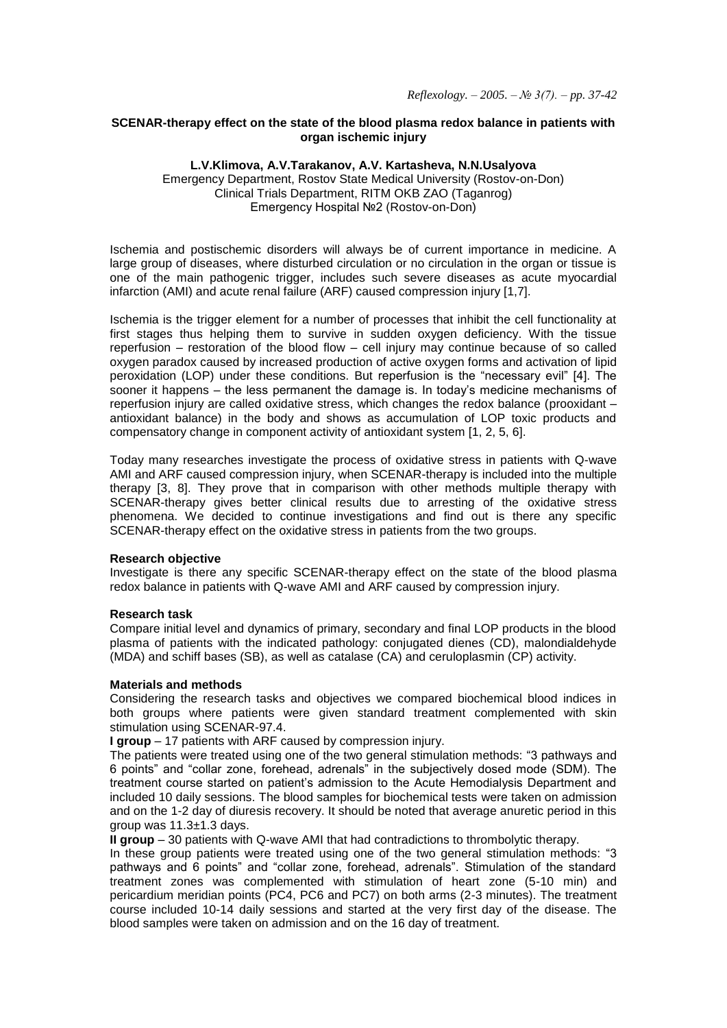## SCENAR-therapy effect on the state of the blood plasma redox balance in patients with organ ischemic injury

**L.V.Klimova, A.V.Tarakanov, A.V. Kartasheva, N.N.Usalyova**

Emergency Department, Rostov State Medical University (Rostov-on-Don)
Clinical Trials Department, RITM OKB ZAO (Taganrog)
Emergency Hospital №2 (Rostov-on-Don)

Ischemia and postischemic disorders will always be of current importance in medicine. A large group of diseases, where disturbed circulation or no circulation in the organ or tissue is one of the main pathogenic trigger, includes such severe diseases as acute myocardial infarction (AMI) and acute renal failure (ARF) caused compression injury [1,7].

Ischemia is the trigger element for a number of processes that inhibit the cell functionality at first stages thus helping them to survive in sudden oxygen deficiency. With the tissue reperfusion – restoration of the blood flow – cell injury may continue because of so called oxygen paradox caused by increased production of active oxygen forms and activation of lipid peroxidation (LOP) under these conditions. But reperfusion is the "necessary evil" [4]. The sooner it happens – the less permanent the damage is. In today's medicine mechanisms of reperfusion injury are called oxidative stress, which changes the redox balance (prooxidant – antioxidant balance) in the body and shows as accumulation of LOP toxic products and compensatory change in component activity of antioxidant system [1, 2, 5, 6].

Today many researches investigate the process of oxidative stress in patients with Q-wave AMI and ARF caused compression injury, when SCENAR-therapy is included into the multiple therapy [3, 8]. They prove that in comparison with other methods multiple therapy with SCENAR-therapy gives better clinical results due to arresting of the oxidative stress phenomena. We decided to continue investigations and find out is there any specific SCENAR-therapy effect on the oxidative stress in patients from the two groups.

**Research objective**

Investigate is there any specific SCENAR-therapy effect on the state of the blood plasma redox balance in patients with Q-wave AMI and ARF caused by compression injury.

**Research task**

Compare initial level and dynamics of primary, secondary and final LOP products in the blood plasma of patients with the indicated pathology: conjugated dienes (CD), malondialdehyde (MDA) and schiff bases (SB), as well as catalase (CA) and ceruloplasmin (CP) activity.

**Materials and methods**

Considering the research tasks and objectives we compared biochemical blood indices in both groups where patients were given standard treatment complemented with skin stimulation using SCENAR-97.4.

**I group** – 17 patients with ARF caused by compression injury.

The patients were treated using one of the two general stimulation methods: "3 pathways and 6 points" and "collar zone, forehead, adrenals" in the subjectively dosed mode (SDM). The treatment course started on patient's admission to the Acute Hemodialysis Department and included 10 daily sessions. The blood samples for biochemical tests were taken on admission and on the 1-2 day of diuresis recovery. It should be noted that average anuretic period in this group was 11.3±1.3 days.

**II group** – 30 patients with Q-wave AMI that had contradictions to thrombolytic therapy.

In these group patients were treated using one of the two general stimulation methods: "3 pathways and 6 points" and "collar zone, forehead, adrenals". Stimulation of the standard treatment zones was complemented with stimulation of heart zone (5-10 min) and pericardium meridian points (PC4, PC6 and PC7) on both arms (2-3 minutes). The treatment course included 10-14 daily sessions and started at the very first day of the disease. The blood samples were taken on admission and on the 16 day of treatment.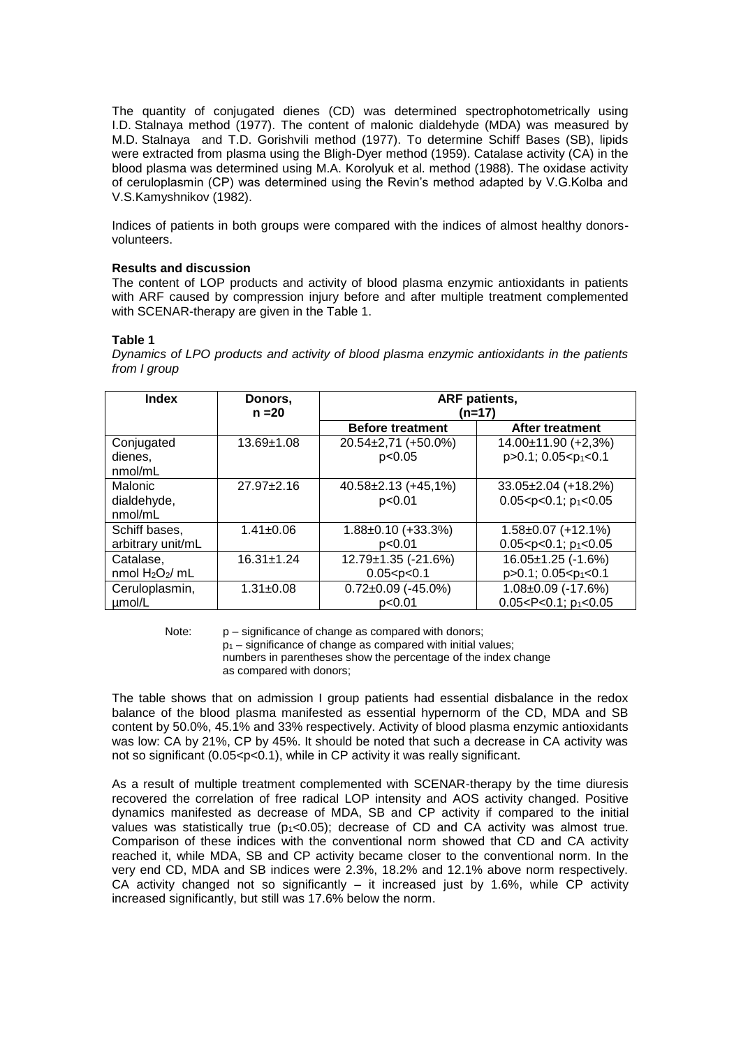The quantity of conjugated dienes (CD) was determined spectrophotometrically using I.D. Stalnaya method (1977). The content of malonic dialdehyde (MDA) was measured by M.D. Stalnaya and T.D. Gorishvili method (1977). To determine Schiff Bases (SB), lipids were extracted from plasma using the Bligh-Dyer method (1959). Catalase activity (CA) in the blood plasma was determined using M.A. Korolyuk et al. method (1988). The oxidase activity of ceruloplasmin (CP) was determined using the Revin's method adapted by V.G.Kolba and V.S.Kamyshnikov (1982).

Indices of patients in both groups were compared with the indices of almost healthy donors-volunteers.

**Results and discussion**

The content of LOP products and activity of blood plasma enzymic antioxidants in patients with ARF caused by compression injury before and after multiple treatment complemented with SCENAR-therapy are given in the Table 1.

**Table 1**

*Dynamics of LPO products and activity of blood plasma enzymic antioxidants in the patients from I group*

| Index | Donors, n =20 | ARF patients, (n=17) | |
|---|---|---|---|
| | | **Before treatment** | **After treatment** |
| Conjugated dienes, nmol/mL | 13.69±1.08 | 20.54±2,71 (+50.0%) $p<0.05$ | 14.00±11.90 (+2,3%) $p>0.1$; $0.05<p_1<0.1$ |
| Malonic dialdehyde, nmol/mL | 27.97±2.16 | 40.58±2.13 (+45,1%) $p<0.01$ | 33.05±2.04 (+18.2%) $0.05<p<0.1$; $p_1<0.05$ |
| Schiff bases, arbitrary unit/mL | 1.41±0.06 | 1.88±0.10 (+33.3%) $p<0.01$ | 1.58±0.07 (+12.1%) $0.05<p<0.1$; $p_1<0.05$ |
| Catalase, nmol $H_2O_2$/ mL | 16.31±1.24 | 12.79±1.35 (-21.6%) $0.05<p<0.1$ | 16.05±1.25 (-1.6%) $p>0.1$; $0.05<p_1<0.1$ |
| Ceruloplasmin, µmol/L | 1.31±0.08 | 0.72±0.09 (-45.0%) $p<0.01$ | 1.08±0.09 (-17.6%) $0.05<P<0.1$; $p_1<0.05$ |

Note: p – significance of change as compared with donors;
$p_1$ – significance of change as compared with initial values;
numbers in parentheses show the percentage of the index change as compared with donors;

The table shows that on admission I group patients had essential disbalance in the redox balance of the blood plasma manifested as essential hypernorm of the CD, MDA and SB content by 50.0%, 45.1% and 33% respectively. Activity of blood plasma enzymic antioxidants was low: CA by 21%, CP by 45%. It should be noted that such a decrease in CA activity was not so significant ($0.05<p<0.1$), while in CP activity it was really significant.

As a result of multiple treatment complemented with SCENAR-therapy by the time diuresis recovered the correlation of free radical LOP intensity and AOS activity changed. Positive dynamics manifested as decrease of MDA, SB and CP activity if compared to the initial values was statistically true ($p_1<0.05$); decrease of CD and CA activity was almost true. Comparison of these indices with the conventional norm showed that CD and CA activity reached it, while MDA, SB and CP activity became closer to the conventional norm. In the very end CD, MDA and SB indices were 2.3%, 18.2% and 12.1% above norm respectively. CA activity changed not so significantly – it increased just by 1.6%, while CP activity increased significantly, but still was 17.6% below the norm.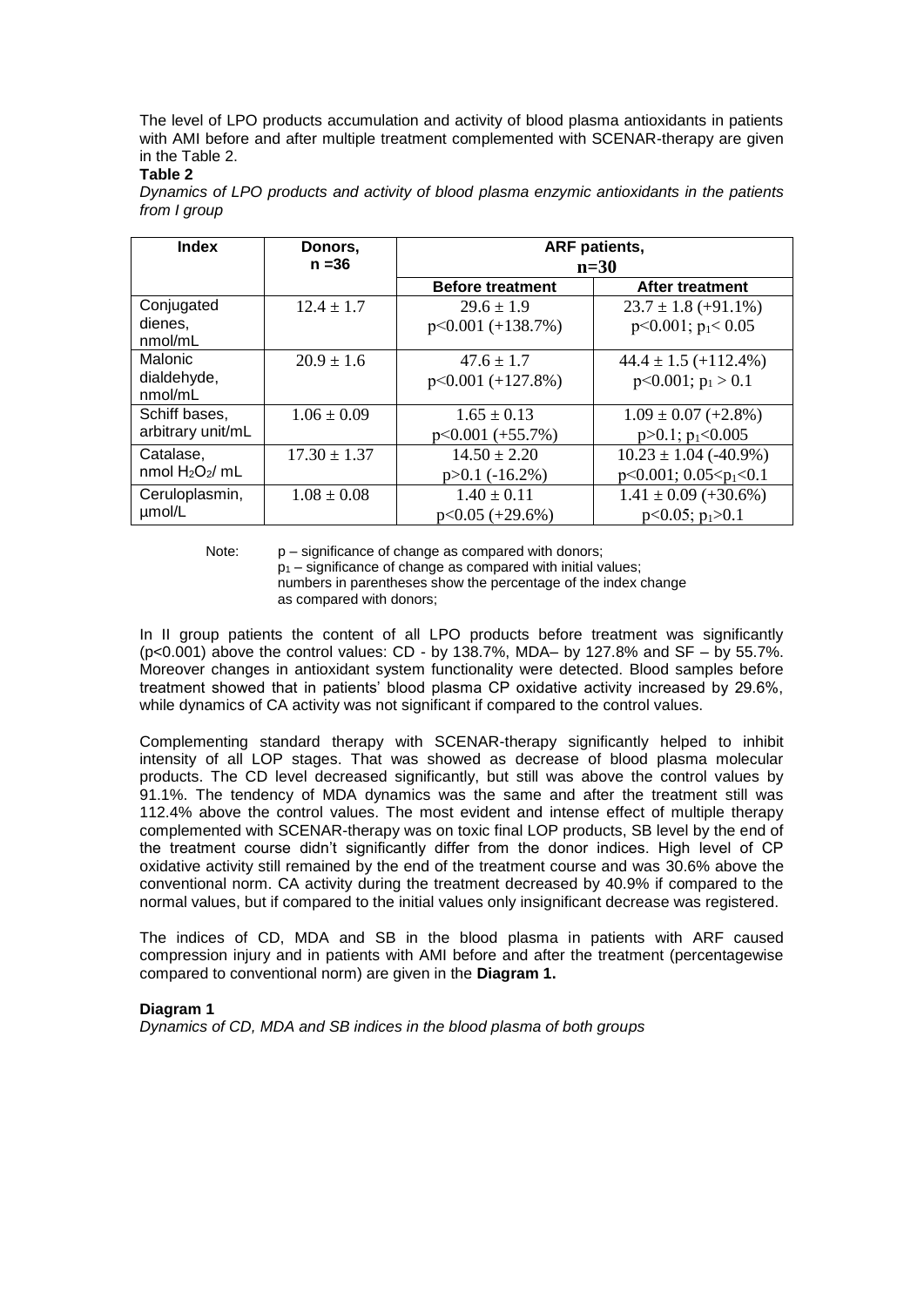The level of LPO products accumulation and activity of blood plasma antioxidants in patients with AMI before and after multiple treatment complemented with SCENAR-therapy are given in the Table 2.

**Table 2**

*Dynamics of LPO products and activity of blood plasma enzymic antioxidants in the patients from I group*

| Index | Donors, n =36 | ARF patients, n=30 | |
|---|---|---|---|
| | | **Before treatment** | **After treatment** |
| Conjugated dienes, nmol/mL | 12.4 ± 1.7 | 29.6 ± 1.9 $p<0.001$ (+138.7%) | 23.7 ± 1.8 (+91.1%) $p<0.001$; $p_1<0.05$ |
| Malonic dialdehyde, nmol/mL | 20.9 ± 1.6 | 47.6 ± 1.7 $p<0.001$ (+127.8%) | 44.4 ± 1.5 (+112.4%) $p<0.001$; $p_1>0.1$ |
| Schiff bases, arbitrary unit/mL | 1.06 ± 0.09 | 1.65 ± 0.13 $p<0.001$ (+55.7%) | 1.09 ± 0.07 (+2.8%) $p>0.1$; $p_1<0.005$ |
| Catalase, nmol $H_2O_2$/ mL | 17.30 ± 1.37 | 14.50 ± 2.20 $p>0.1$ (-16.2%) | 10.23 ± 1.04 (-40.9%) $p<0.001$; $0.05<p_1<0.1$ |
| Ceruloplasmin, μmol/L | 1.08 ± 0.08 | 1.40 ± 0.11 $p<0.05$ (+29.6%) | 1.41 ± 0.09 (+30.6%) $p<0.05$; $p_1>0.1$ |

Note: p – significance of change as compared with donors;
$p_1$ – significance of change as compared with initial values;
numbers in parentheses show the percentage of the index change as compared with donors;

In II group patients the content of all LPO products before treatment was significantly ($p<0.001$) above the control values: CD - by 138.7%, MDA– by 127.8% and SF – by 55.7%. Moreover changes in antioxidant system functionality were detected. Blood samples before treatment showed that in patients' blood plasma CP oxidative activity increased by 29.6%, while dynamics of CA activity was not significant if compared to the control values.

Complementing standard therapy with SCENAR-therapy significantly helped to inhibit intensity of all LOP stages. That was showed as decrease of blood plasma molecular products. The CD level decreased significantly, but still was above the control values by 91.1%. The tendency of MDA dynamics was the same and after the treatment still was 112.4% above the control values. The most evident and intense effect of multiple therapy complemented with SCENAR-therapy was on toxic final LOP products, SB level by the end of the treatment course didn't significantly differ from the donor indices. High level of CP oxidative activity still remained by the end of the treatment course and was 30.6% above the conventional norm. CA activity during the treatment decreased by 40.9% if compared to the normal values, but if compared to the initial values only insignificant decrease was registered.

The indices of CD, MDA and SB in the blood plasma in patients with ARF caused compression injury and in patients with AMI before and after the treatment (percentagewise compared to conventional norm) are given in the **Diagram 1.**

**Diagram 1**

*Dynamics of CD, MDA and SB indices in the blood plasma of both groups*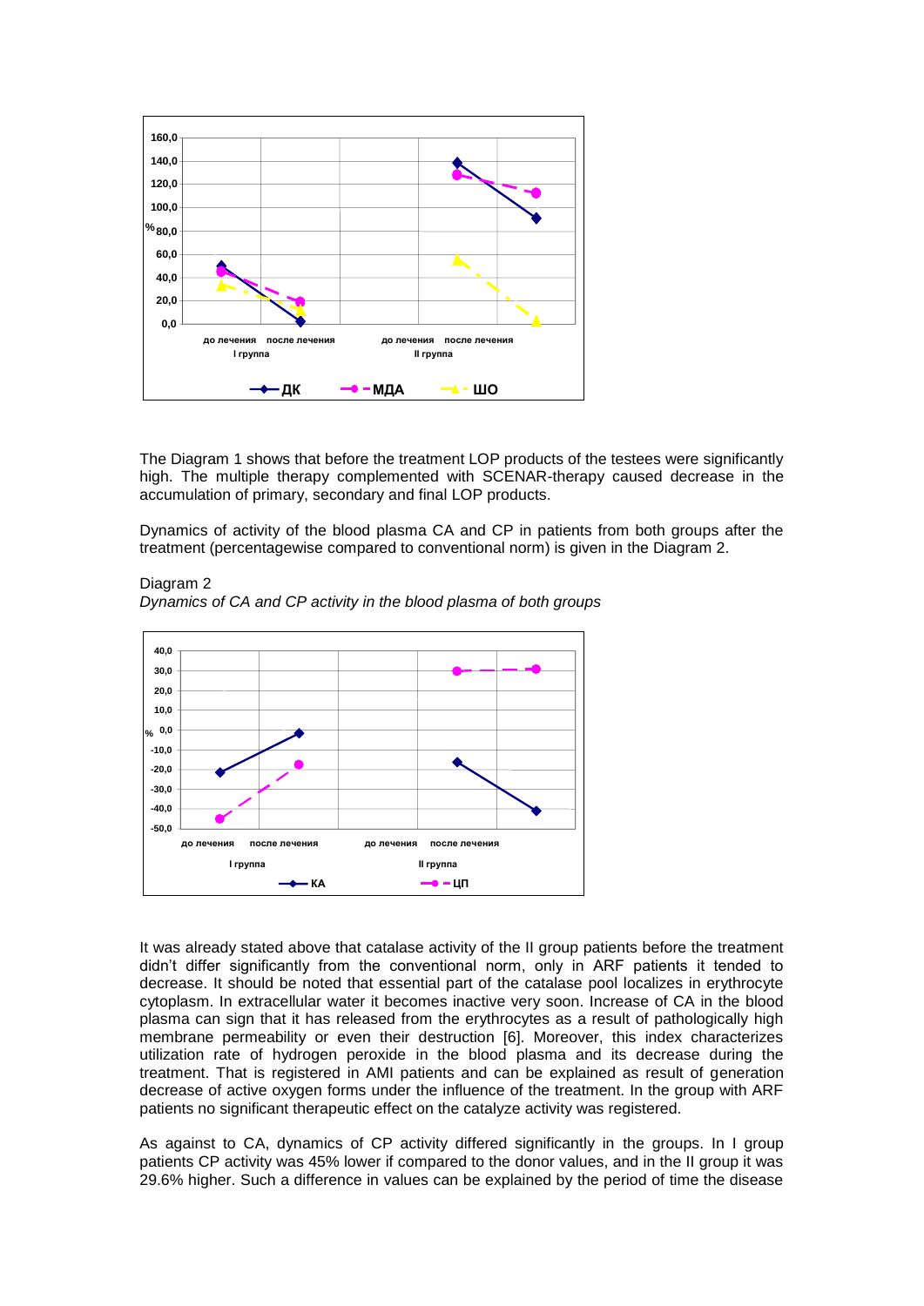The Diagram 1 shows that before the treatment LOP products of the testees were significantly high. The multiple therapy complemented with SCENAR-therapy caused decrease in the accumulation of primary, secondary and final LOP products.

Dynamics of activity of the blood plasma CA and CP in patients from both groups after the treatment (percentagewise compared to conventional norm) is given in the Diagram 2.

Diagram 2

*Dynamics of CA and CP activity in the blood plasma of both groups*

It was already stated above that catalase activity of the II group patients before the treatment didn't differ significantly from the conventional norm, only in ARF patients it tended to decrease. It should be noted that essential part of the catalase pool localizes in erythrocyte cytoplasm. In extracellular water it becomes inactive very soon. Increase of CA in the blood plasma can sign that it has released from the erythrocytes as a result of pathologically high membrane permeability or even their destruction [6]. Moreover, this index characterizes utilization rate of hydrogen peroxide in the blood plasma and its decrease during the treatment. That is registered in AMI patients and can be explained as result of generation decrease of active oxygen forms under the influence of the treatment. In the group with ARF patients no significant therapeutic effect on the catalyze activity was registered.

As against to CA, dynamics of CP activity differed significantly in the groups. In I group patients CP activity was 45% lower if compared to the donor values, and in the II group it was 29.6% higher. Such a difference in values can be explained by the period of time the disease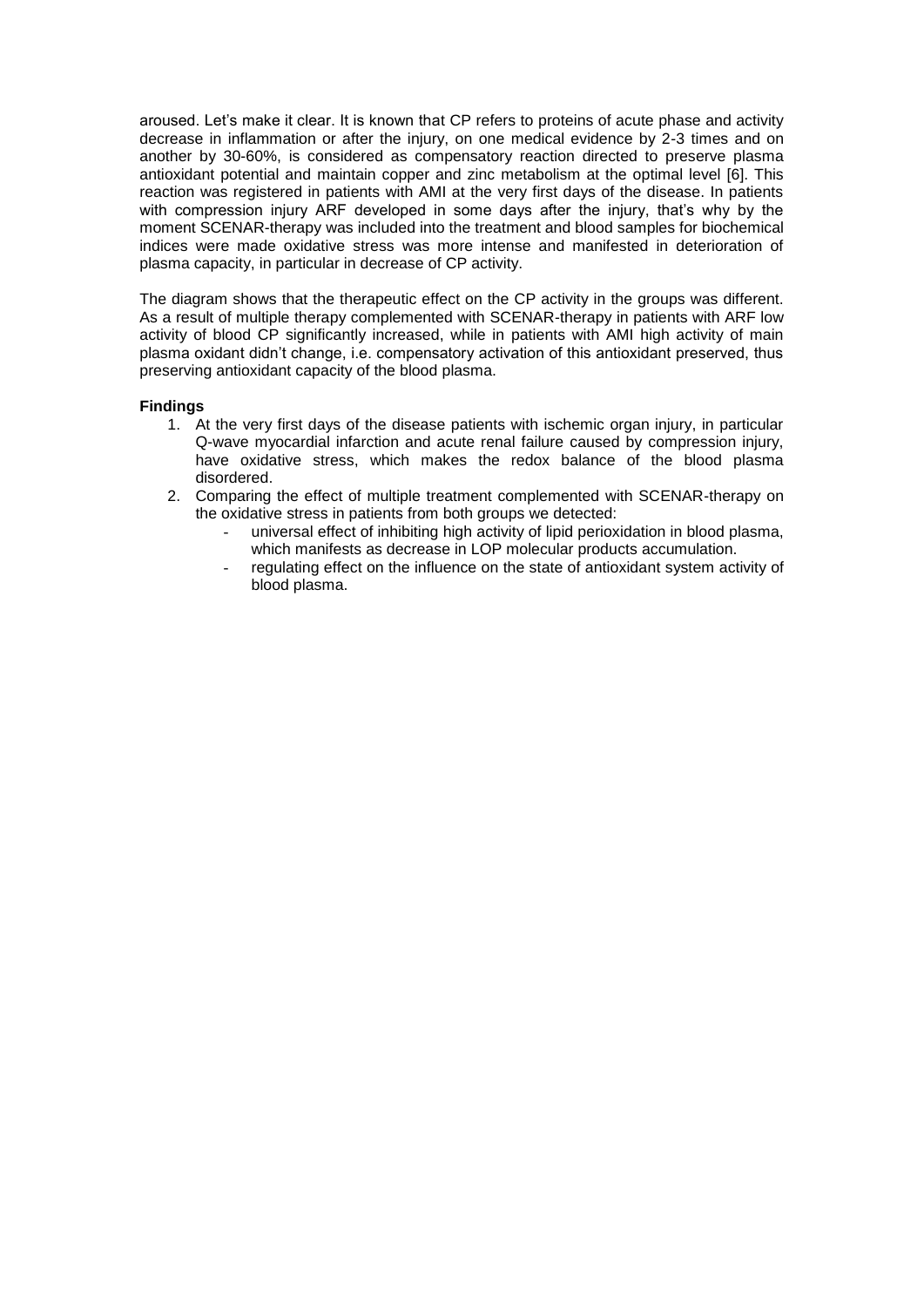aroused. Let's make it clear. It is known that CP refers to proteins of acute phase and activity decrease in inflammation or after the injury, on one medical evidence by 2-3 times and on another by 30-60%, is considered as compensatory reaction directed to preserve plasma antioxidant potential and maintain copper and zinc metabolism at the optimal level [6]. This reaction was registered in patients with AMI at the very first days of the disease. In patients with compression injury ARF developed in some days after the injury, that's why by the moment SCENAR-therapy was included into the treatment and blood samples for biochemical indices were made oxidative stress was more intense and manifested in deterioration of plasma capacity, in particular in decrease of CP activity.

The diagram shows that the therapeutic effect on the CP activity in the groups was different. As a result of multiple therapy complemented with SCENAR-therapy in patients with ARF low activity of blood CP significantly increased, while in patients with AMI high activity of main plasma oxidant didn't change, i.e. compensatory activation of this antioxidant preserved, thus preserving antioxidant capacity of the blood plasma.

**Findings**

1. At the very first days of the disease patients with ischemic organ injury, in particular Q-wave myocardial infarction and acute renal failure caused by compression injury, have oxidative stress, which makes the redox balance of the blood plasma disordered.
2. Comparing the effect of multiple treatment complemented with SCENAR-therapy on the oxidative stress in patients from both groups we detected:
   - universal effect of inhibiting high activity of lipid perioxidation in blood plasma, which manifests as decrease in LOP molecular products accumulation.
   - regulating effect on the influence on the state of antioxidant system activity of blood plasma.